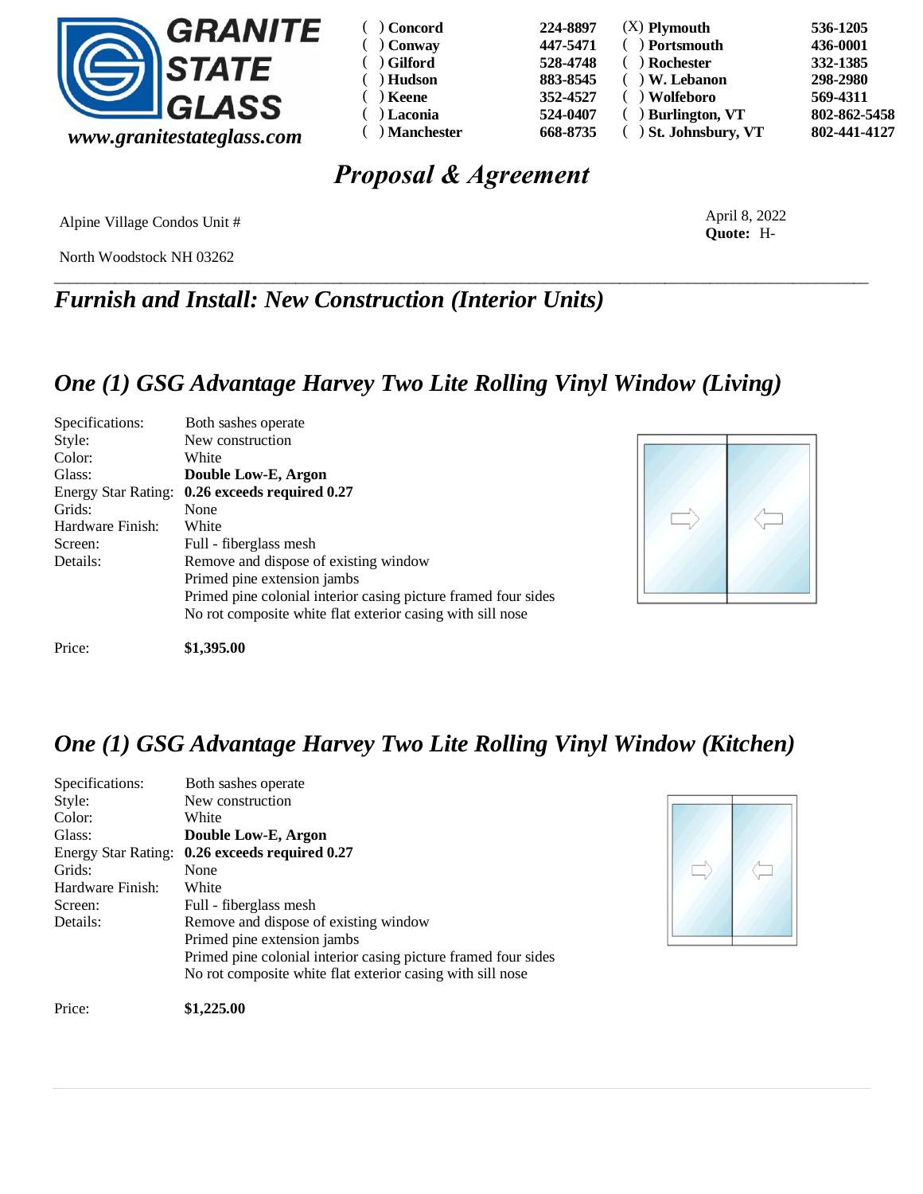**GRANITE STATE GLASS**

*www.granitestateglass.com*

| | | | |
|---|---|---|---|
| ( ) **Concord** | **224-8897** | (X) **Plymouth** | **536-1205** |
| ( ) **Conway** | **447-5471** | ( ) **Portsmouth** | **436-0001** |
| ( ) **Gilford** | **528-4748** | ( ) **Rochester** | **332-1385** |
| ( ) **Hudson** | **883-8545** | ( ) **W. Lebanon** | **298-2980** |
| ( ) **Keene** | **352-4527** | ( ) **Wolfeboro** | **569-4311** |
| ( ) **Laconia** | **524-0407** | ( ) **Burlington, VT** | **802-862-5458** |
| ( ) **Manchester** | **668-8735** | ( ) **St. Johnsbury, VT** | **802-441-4127** |

# *Proposal & Agreement*

Alpine Village Condos Unit #

North Woodstock NH 03262

April 8, 2022
**Quote:** H-

## *Furnish and Install: New Construction (Interior Units)*

## *One (1) GSG Advantage Harvey Two Lite Rolling Vinyl Window (Living)*

| | |
|---|---|
| Specifications: | Both sashes operate |
| Style: | New construction |
| Color: | White |
| Glass: | **Double Low-E, Argon** |
| Energy Star Rating: | **0.26 exceeds required 0.27** |
| Grids: | None |
| Hardware Finish: | White |
| Screen: | Full - fiberglass mesh |
| Details: | Remove and dispose of existing window<br>Primed pine extension jambs<br>Primed pine colonial interior casing picture framed four sides<br>No rot composite white flat exterior casing with sill nose |

Price: **$1,395.00**

## *One (1) GSG Advantage Harvey Two Lite Rolling Vinyl Window (Kitchen)*

| | |
|---|---|
| Specifications: | Both sashes operate |
| Style: | New construction |
| Color: | White |
| Glass: | **Double Low-E, Argon** |
| Energy Star Rating: | **0.26 exceeds required 0.27** |
| Grids: | None |
| Hardware Finish: | White |
| Screen: | Full - fiberglass mesh |
| Details: | Remove and dispose of existing window<br>Primed pine extension jambs<br>Primed pine colonial interior casing picture framed four sides<br>No rot composite white flat exterior casing with sill nose |

Price: **$1,225.00**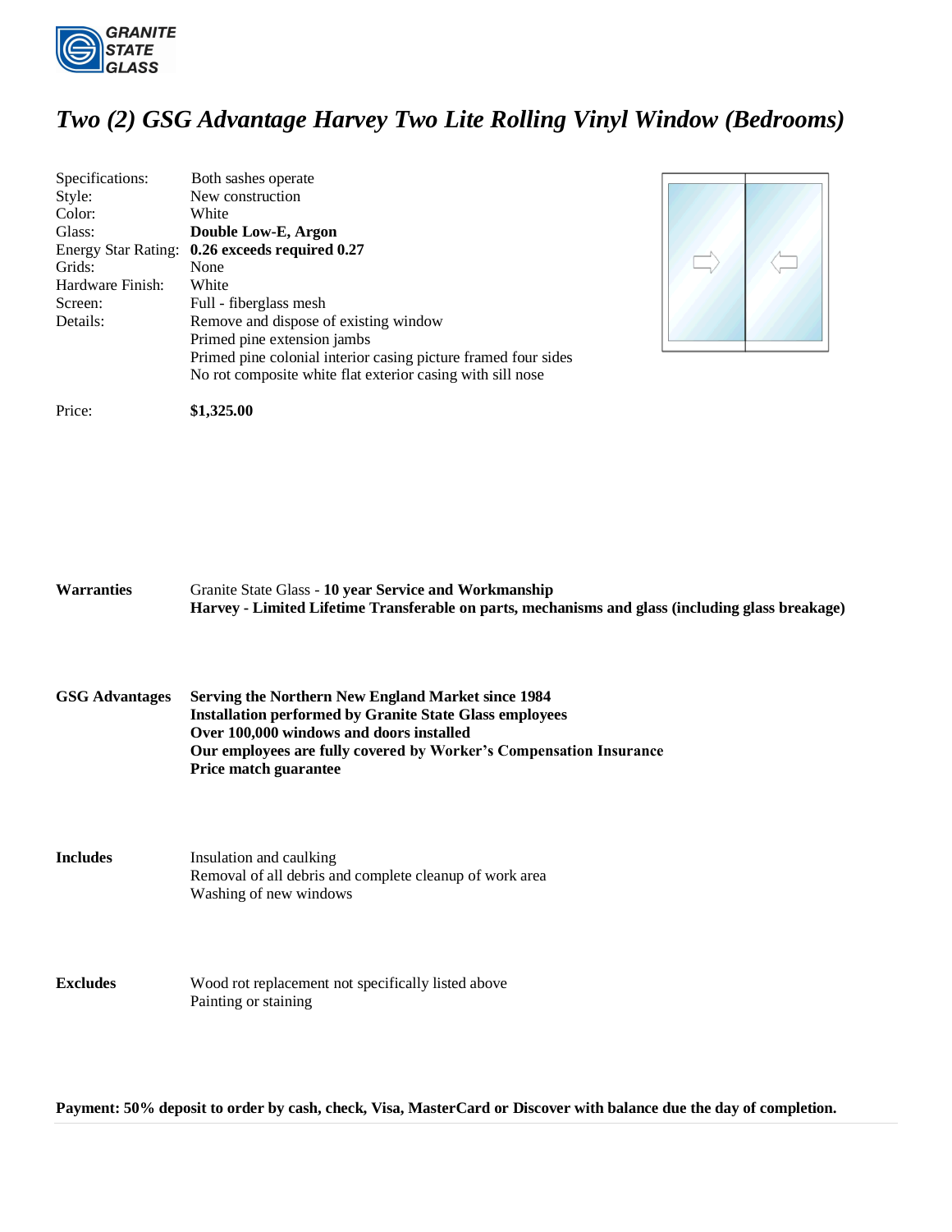GRANITE STATE GLASS

# *Two (2) GSG Advantage Harvey Two Lite Rolling Vinyl Window (Bedrooms)*

| | |
|---|---|
| Specifications: | Both sashes operate |
| Style: | New construction |
| Color: | White |
| Glass: | **Double Low-E, Argon** |
| Energy Star Rating: | **0.26 exceeds required 0.27** |
| Grids: | None |
| Hardware Finish: | White |
| Screen: | Full - fiberglass mesh |
| Details: | Remove and dispose of existing window<br>Primed pine extension jambs<br>Primed pine colonial interior casing picture framed four sides<br>No rot composite white flat exterior casing with sill nose |

Price: **$1,325.00**

**Warranties**

Granite State Glass - **10 year Service and Workmanship**
**Harvey - Limited Lifetime Transferable on parts, mechanisms and glass (including glass breakage)**

**GSG Advantages**

**Serving the Northern New England Market since 1984**
**Installation performed by Granite State Glass employees**
**Over 100,000 windows and doors installed**
**Our employees are fully covered by Worker's Compensation Insurance**
**Price match guarantee**

**Includes**

Insulation and caulking
Removal of all debris and complete cleanup of work area
Washing of new windows

**Excludes**

Wood rot replacement not specifically listed above
Painting or staining

**Payment: 50% deposit to order by cash, check, Visa, MasterCard or Discover with balance due the day of completion.**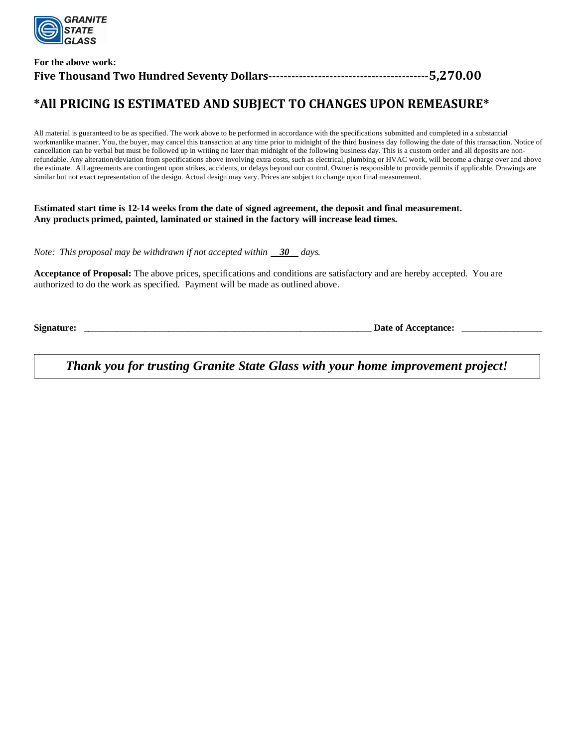GRANITE STATE GLASS

**For the above work:**
**Five Thousand Two Hundred Seventy Dollars------------------------------------------5,270.00**

## *All PRICING IS ESTIMATED AND SUBJECT TO CHANGES UPON REMEASURE*

All material is guaranteed to be as specified. The work above to be performed in accordance with the specifications submitted and completed in a substantial workmanlike manner. You, the buyer, may cancel this transaction at any time prior to midnight of the third business day following the date of this transaction. Notice of cancellation can be verbal but must be followed up in writing no later than midnight of the following business day. This is a custom order and all deposits are non-refundable. Any alteration/deviation from specifications above involving extra costs, such as electrical, plumbing or HVAC work, will become a charge over and above the estimate. All agreements are contingent upon strikes, accidents, or delays beyond our control. Owner is responsible to provide permits if applicable. Drawings are similar but not exact representation of the design. Actual design may vary. Prices are subject to change upon final measurement.

**Estimated start time is 12-14 weeks from the date of signed agreement, the deposit and final measurement.**
**Any products primed, painted, laminated or stained in the factory will increase lead times.**

*Note: This proposal may be withdrawn if not accepted within __30__ days.*

**Acceptance of Proposal:** The above prices, specifications and conditions are satisfactory and are hereby accepted. You are authorized to do the work as specified. Payment will be made as outlined above.

**Signature:** ____________________________________________________________ **Date of Acceptance:** _________________

***Thank you for trusting Granite State Glass with your home improvement project!***